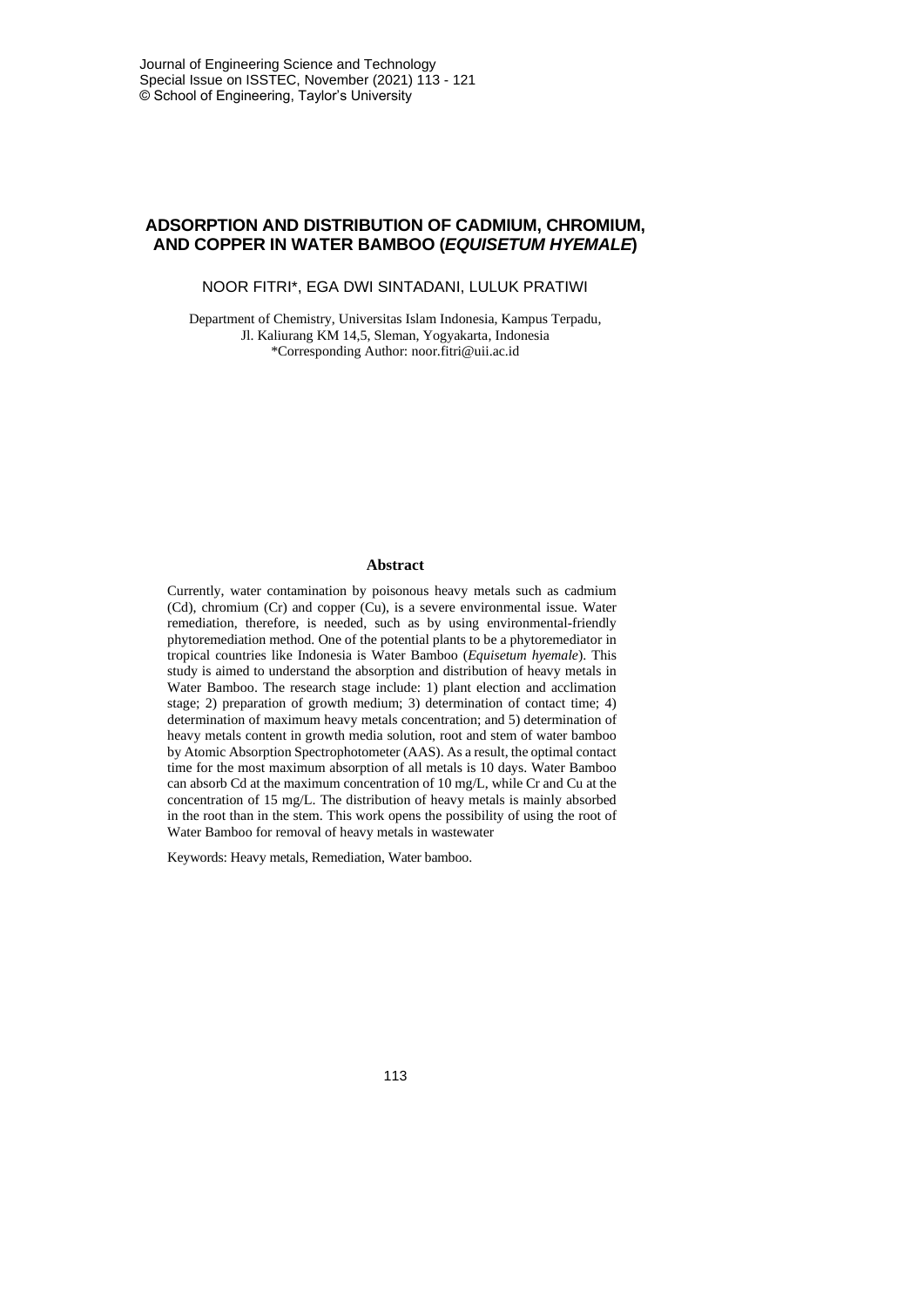# ADSORPTION AND DISTRIBUTION OF CADMIUM, CHROMIUM, AND COPPER IN WATER BAMBOO (*EQUISETUM HYEMALE*)

NOOR FITRI*, EGA DWI SINTADANI, LULUK PRATIWI

Department of Chemistry, Universitas Islam Indonesia, Kampus Terpadu, Jl. Kaliurang KM 14,5, Sleman, Yogyakarta, Indonesia
*Corresponding Author: noor.fitri@uii.ac.id

## Abstract

Currently, water contamination by poisonous heavy metals such as cadmium (Cd), chromium (Cr) and copper (Cu), is a severe environmental issue. Water remediation, therefore, is needed, such as by using environmental-friendly phytoremediation method. One of the potential plants to be a phytoremediator in tropical countries like Indonesia is Water Bamboo (*Equisetum hyemale*). This study is aimed to understand the absorption and distribution of heavy metals in Water Bamboo. The research stage include: 1) plant election and acclimation stage; 2) preparation of growth medium; 3) determination of contact time; 4) determination of maximum heavy metals concentration; and 5) determination of heavy metals content in growth media solution, root and stem of water bamboo by Atomic Absorption Spectrophotometer (AAS). As a result, the optimal contact time for the most maximum absorption of all metals is 10 days. Water Bamboo can absorb Cd at the maximum concentration of 10 mg/L, while Cr and Cu at the concentration of 15 mg/L. The distribution of heavy metals is mainly absorbed in the root than in the stem. This work opens the possibility of using the root of Water Bamboo for removal of heavy metals in wastewater

Keywords: Heavy metals, Remediation, Water bamboo.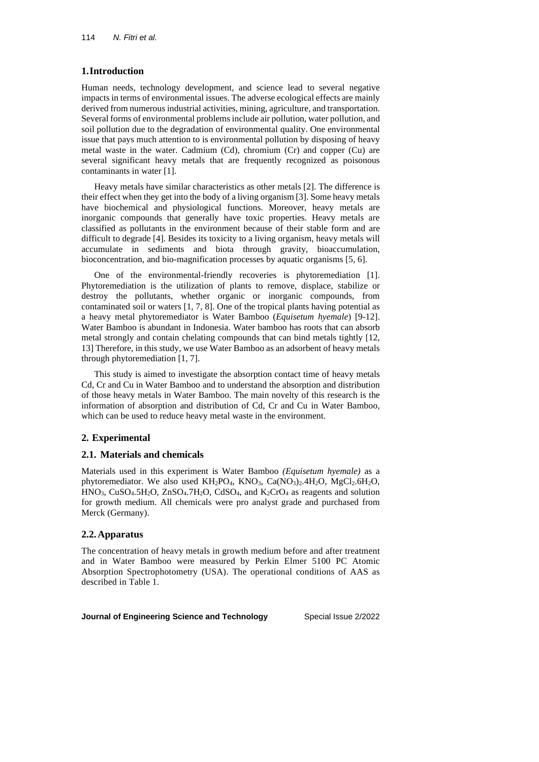## 1. Introduction

Human needs, technology development, and science lead to several negative impacts in terms of environmental issues. The adverse ecological effects are mainly derived from numerous industrial activities, mining, agriculture, and transportation. Several forms of environmental problems include air pollution, water pollution, and soil pollution due to the degradation of environmental quality. One environmental issue that pays much attention to is environmental pollution by disposing of heavy metal waste in the water. Cadmium (Cd), chromium (Cr) and copper (Cu) are several significant heavy metals that are frequently recognized as poisonous contaminants in water [1].

Heavy metals have similar characteristics as other metals [2]. The difference is their effect when they get into the body of a living organism [3]. Some heavy metals have biochemical and physiological functions. Moreover, heavy metals are inorganic compounds that generally have toxic properties. Heavy metals are classified as pollutants in the environment because of their stable form and are difficult to degrade [4]. Besides its toxicity to a living organism, heavy metals will accumulate in sediments and biota through gravity, bioaccumulation, bioconcentration, and bio-magnification processes by aquatic organisms [5, 6].

One of the environmental-friendly recoveries is phytoremediation [1]. Phytoremediation is the utilization of plants to remove, displace, stabilize or destroy the pollutants, whether organic or inorganic compounds, from contaminated soil or waters [1, 7, 8]. One of the tropical plants having potential as a heavy metal phytoremediator is Water Bamboo (*Equisetum hyemale*) [9-12]. Water Bamboo is abundant in Indonesia. Water bamboo has roots that can absorb metal strongly and contain chelating compounds that can bind metals tightly [12, 13] Therefore, in this study, we use Water Bamboo as an adsorbent of heavy metals through phytoremediation [1, 7].

This study is aimed to investigate the absorption contact time of heavy metals Cd, Cr and Cu in Water Bamboo and to understand the absorption and distribution of those heavy metals in Water Bamboo. The main novelty of this research is the information of absorption and distribution of Cd, Cr and Cu in Water Bamboo, which can be used to reduce heavy metal waste in the environment.

## 2. Experimental

### 2.1. Materials and chemicals

Materials used in this experiment is Water Bamboo *(Equisetum hyemale)* as a phytoremediator. We also used $KH_2PO_4$, $KNO_3$, $Ca(NO_3)_2.4H_2O$, $MgCl_2.6H_2O$, $HNO_3$, $CuSO_4.5H_2O$, $ZnSO_4.7H_2O$, $CdSO_4$, and $K_2CrO_4$ as reagents and solution for growth medium. All chemicals were pro analyst grade and purchased from Merck (Germany).

### 2.2. Apparatus

The concentration of heavy metals in growth medium before and after treatment and in Water Bamboo were measured by Perkin Elmer 5100 PC Atomic Absorption Spectrophotometry (USA). The operational conditions of AAS as described in Table 1.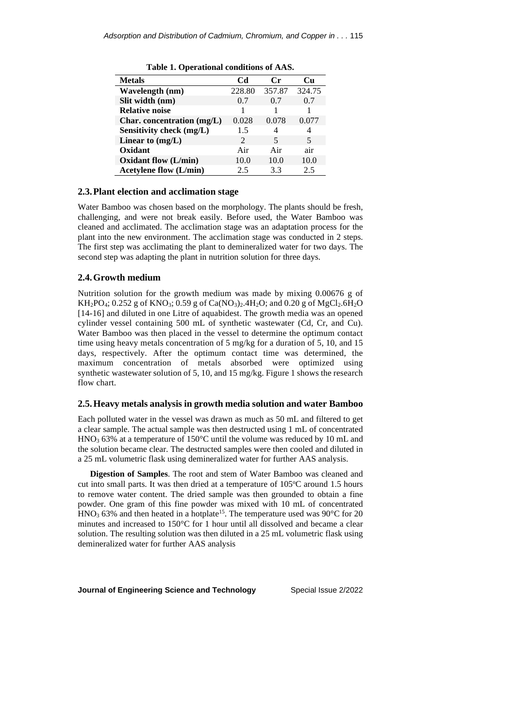**Table 1. Operational conditions of AAS.**

| Metals | Cd | Cr | Cu |
|---|---|---|---|
| **Wavelength (nm)** | 228.80 | 357.87 | 324.75 |
| **Slit width (nm)** | 0.7 | 0.7 | 0.7 |
| **Relative noise** | 1 | 1 | 1 |
| **Char. concentration (mg/L)** | 0.028 | 0.078 | 0.077 |
| **Sensitivity check (mg/L)** | 1.5 | 4 | 4 |
| **Linear to (mg/L)** | 2 | 5 | 5 |
| **Oxidant** | Air | Air | air |
| **Oxidant flow (L/min)** | 10.0 | 10.0 | 10.0 |
| **Acetylene flow (L/min)** | 2.5 | 3.3 | 2.5 |

## 2.3. Plant election and acclimation stage

Water Bamboo was chosen based on the morphology. The plants should be fresh, challenging, and were not break easily. Before used, the Water Bamboo was cleaned and acclimated. The acclimation stage was an adaptation process for the plant into the new environment. The acclimation stage was conducted in 2 steps. The first step was acclimating the plant to demineralized water for two days. The second step was adapting the plant in nutrition solution for three days.

## 2.4. Growth medium

Nutrition solution for the growth medium was made by mixing 0.00676 g of $KH_2PO_4$; 0.252 g of $KNO_3$; 0.59 g of $Ca(NO_3)_2.4H_2O$; and 0.20 g of $MgCl_2.6H_2O$ [14-16] and diluted in one Litre of aquabidest. The growth media was an opened cylinder vessel containing 500 mL of synthetic wastewater (Cd, Cr, and Cu). Water Bamboo was then placed in the vessel to determine the optimum contact time using heavy metals concentration of 5 mg/kg for a duration of 5, 10, and 15 days, respectively. After the optimum contact time was determined, the maximum concentration of metals absorbed were optimized using synthetic wastewater solution of 5, 10, and 15 mg/kg. Figure 1 shows the research flow chart.

## 2.5. Heavy metals analysis in growth media solution and water Bamboo

Each polluted water in the vessel was drawn as much as 50 mL and filtered to get a clear sample. The actual sample was then destructed using 1 mL of concentrated $HNO_3$ 63% at a temperature of 150°C until the volume was reduced by 10 mL and the solution became clear. The destructed samples were then cooled and diluted in a 25 mL volumetric flask using demineralized water for further AAS analysis.

**Digestion of Samples**. The root and stem of Water Bamboo was cleaned and cut into small parts. It was then dried at a temperature of 105°C around 1.5 hours to remove water content. The dried sample was then grounded to obtain a fine powder. One gram of this fine powder was mixed with 10 mL of concentrated $HNO_3$ 63% and then heated in a hotplate[15]. The temperature used was 90°C for 20 minutes and increased to 150°C for 1 hour until all dissolved and became a clear solution. The resulting solution was then diluted in a 25 mL volumetric flask using demineralized water for further AAS analysis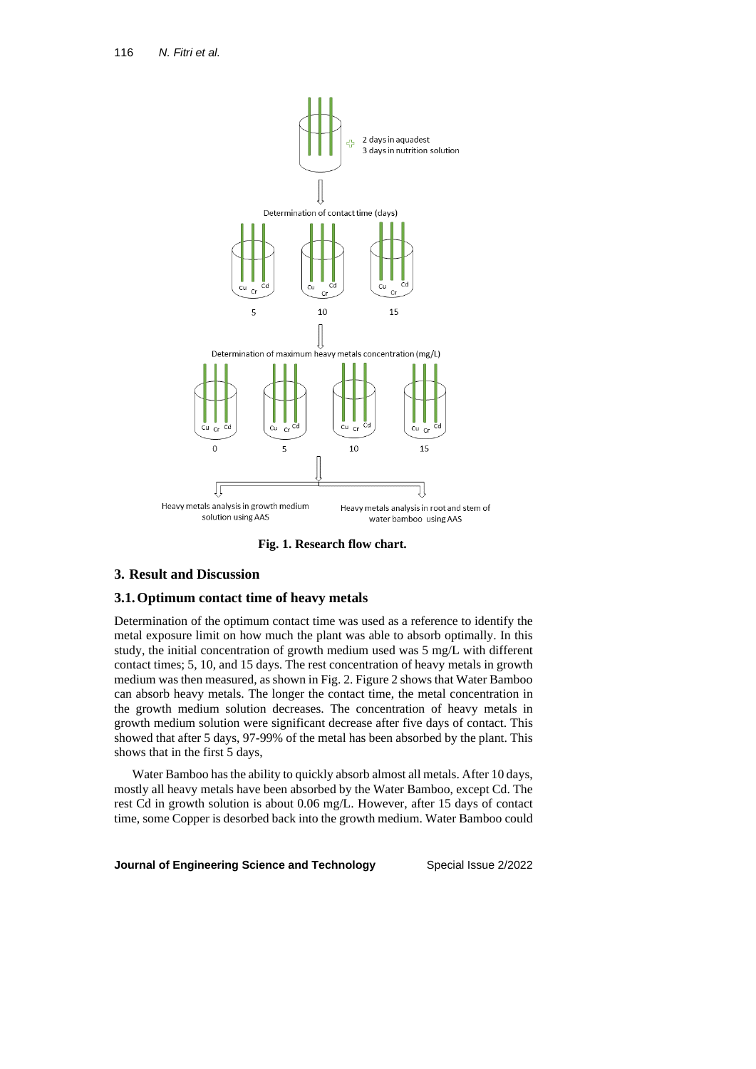**Fig. 1. Research flow chart.**

## 3. Result and Discussion

### 3.1. Optimum contact time of heavy metals

Determination of the optimum contact time was used as a reference to identify the metal exposure limit on how much the plant was able to absorb optimally. In this study, the initial concentration of growth medium used was 5 mg/L with different contact times; 5, 10, and 15 days. The rest concentration of heavy metals in growth medium was then measured, as shown in Fig. 2. Figure 2 shows that Water Bamboo can absorb heavy metals. The longer the contact time, the metal concentration in the growth medium solution decreases. The concentration of heavy metals in growth medium solution were significant decrease after five days of contact. This showed that after 5 days, 97-99% of the metal has been absorbed by the plant. This shows that in the first 5 days,

Water Bamboo has the ability to quickly absorb almost all metals. After 10 days, mostly all heavy metals have been absorbed by the Water Bamboo, except Cd. The rest Cd in growth solution is about 0.06 mg/L. However, after 15 days of contact time, some Copper is desorbed back into the growth medium. Water Bamboo could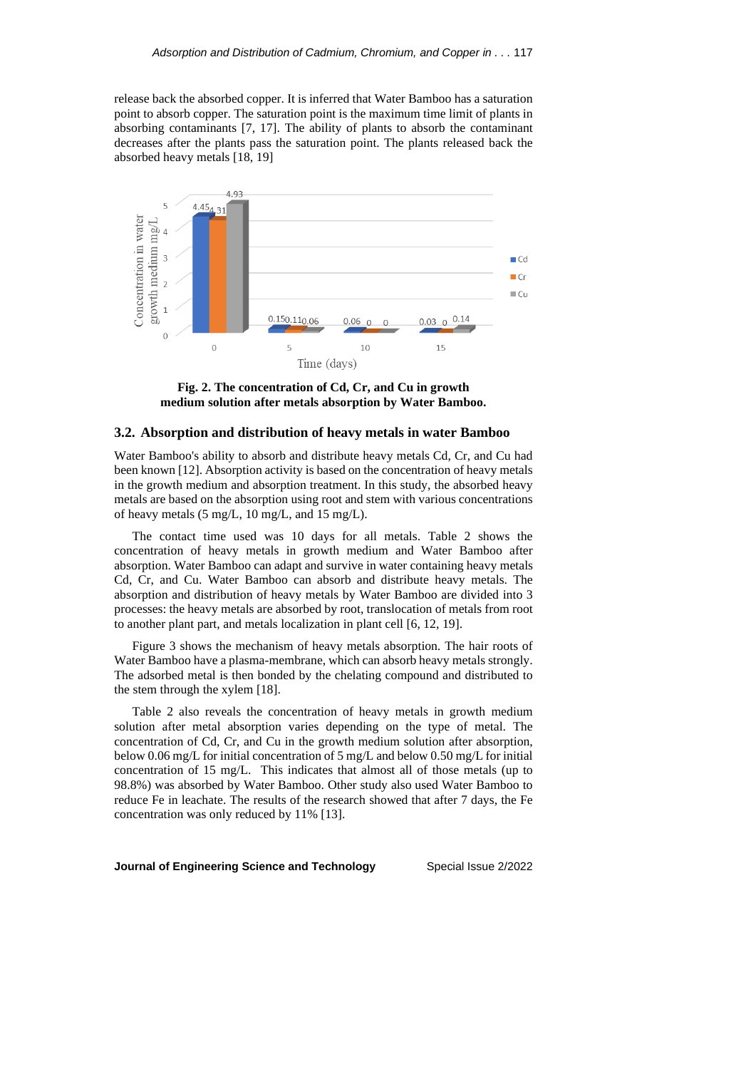release back the absorbed copper. It is inferred that Water Bamboo has a saturation point to absorb copper. The saturation point is the maximum time limit of plants in absorbing contaminants [7, 17]. The ability of plants to absorb the contaminant decreases after the plants pass the saturation point. The plants released back the absorbed heavy metals [18, 19]

**Fig. 2. The concentration of Cd, Cr, and Cu in growth medium solution after metals absorption by Water Bamboo.**

### 3.2. Absorption and distribution of heavy metals in water Bamboo

Water Bamboo's ability to absorb and distribute heavy metals Cd, Cr, and Cu had been known [12]. Absorption activity is based on the concentration of heavy metals in the growth medium and absorption treatment. In this study, the absorbed heavy metals are based on the absorption using root and stem with various concentrations of heavy metals (5 mg/L, 10 mg/L, and 15 mg/L).

The contact time used was 10 days for all metals. Table 2 shows the concentration of heavy metals in growth medium and Water Bamboo after absorption. Water Bamboo can adapt and survive in water containing heavy metals Cd, Cr, and Cu. Water Bamboo can absorb and distribute heavy metals. The absorption and distribution of heavy metals by Water Bamboo are divided into 3 processes: the heavy metals are absorbed by root, translocation of metals from root to another plant part, and metals localization in plant cell [6, 12, 19].

Figure 3 shows the mechanism of heavy metals absorption. The hair roots of Water Bamboo have a plasma-membrane, which can absorb heavy metals strongly. The adsorbed metal is then bonded by the chelating compound and distributed to the stem through the xylem [18].

Table 2 also reveals the concentration of heavy metals in growth medium solution after metal absorption varies depending on the type of metal. The concentration of Cd, Cr, and Cu in the growth medium solution after absorption, below 0.06 mg/L for initial concentration of 5 mg/L and below 0.50 mg/L for initial concentration of 15 mg/L. This indicates that almost all of those metals (up to 98.8%) was absorbed by Water Bamboo. Other study also used Water Bamboo to reduce Fe in leachate. The results of the research showed that after 7 days, the Fe concentration was only reduced by 11% [13].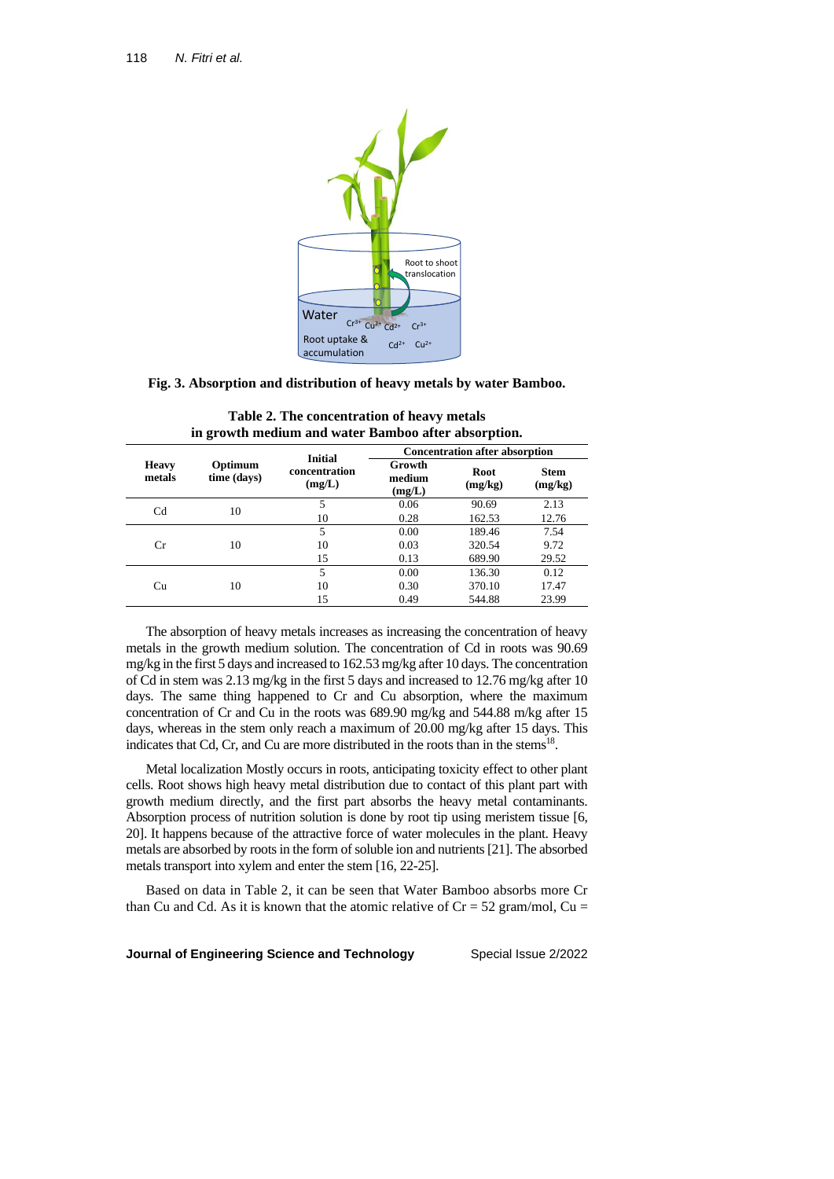Fig. 3. Absorption and distribution of heavy metals by water Bamboo.

**Table 2. The concentration of heavy metals in growth medium and water Bamboo after absorption.**

| Heavy metals | Optimum time (days) | Initial concentration (mg/L) | Concentration after absorption | | |
|---|---|---|---|---|---|
| | | | Growth medium (mg/L) | Root (mg/kg) | Stem (mg/kg) |
| Cd | 10 | 5 | 0.06 | 90.69 | 2.13 |
| | | 10 | 0.28 | 162.53 | 12.76 |
| Cr | 10 | 5 | 0.00 | 189.46 | 7.54 |
| | | 10 | 0.03 | 320.54 | 9.72 |
| | | 15 | 0.13 | 689.90 | 29.52 |
| Cu | 10 | 5 | 0.00 | 136.30 | 0.12 |
| | | 10 | 0.30 | 370.10 | 17.47 |
| | | 15 | 0.49 | 544.88 | 23.99 |

The absorption of heavy metals increases as increasing the concentration of heavy metals in the growth medium solution. The concentration of Cd in roots was 90.69 mg/kg in the first 5 days and increased to 162.53 mg/kg after 10 days. The concentration of Cd in stem was 2.13 mg/kg in the first 5 days and increased to 12.76 mg/kg after 10 days. The same thing happened to Cr and Cu absorption, where the maximum concentration of Cr and Cu in the roots was 689.90 mg/kg and 544.88 m/kg after 15 days, whereas in the stem only reach a maximum of 20.00 mg/kg after 15 days. This indicates that Cd, Cr, and Cu are more distributed in the roots than in the stems[18].

Metal localization Mostly occurs in roots, anticipating toxicity effect to other plant cells. Root shows high heavy metal distribution due to contact of this plant part with growth medium directly, and the first part absorbs the heavy metal contaminants. Absorption process of nutrition solution is done by root tip using meristem tissue [6, 20]. It happens because of the attractive force of water molecules in the plant. Heavy metals are absorbed by roots in the form of soluble ion and nutrients [21]. The absorbed metals transport into xylem and enter the stem [16, 22-25].

Based on data in Table 2, it can be seen that Water Bamboo absorbs more Cr than Cu and Cd. As it is known that the atomic relative of Cr = 52 gram/mol, Cu =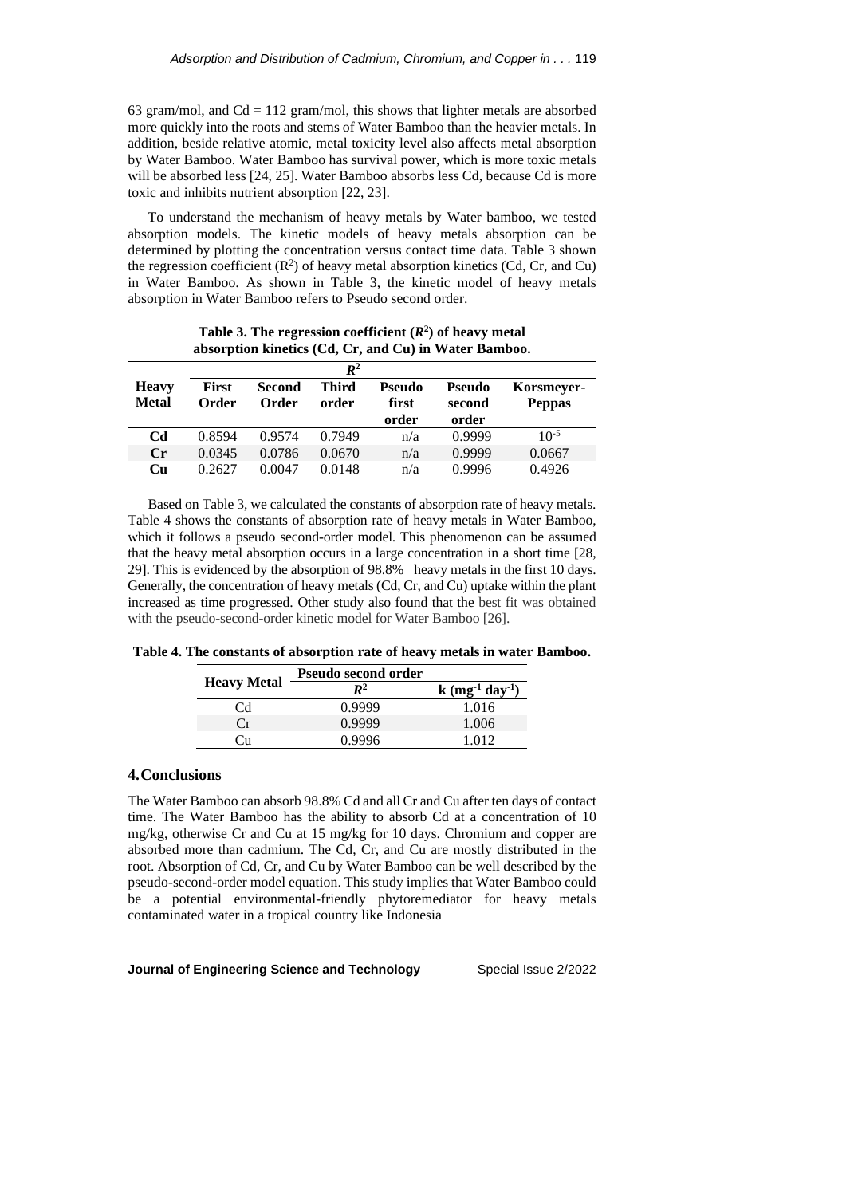63 gram/mol, and Cd = 112 gram/mol, this shows that lighter metals are absorbed more quickly into the roots and stems of Water Bamboo than the heavier metals. In addition, beside relative atomic, metal toxicity level also affects metal absorption by Water Bamboo. Water Bamboo has survival power, which is more toxic metals will be absorbed less [24, 25]. Water Bamboo absorbs less Cd, because Cd is more toxic and inhibits nutrient absorption [22, 23].

To understand the mechanism of heavy metals by Water bamboo, we tested absorption models. The kinetic models of heavy metals absorption can be determined by plotting the concentration versus contact time data. Table 3 shown the regression coefficient ($R^2$) of heavy metal absorption kinetics (Cd, Cr, and Cu) in Water Bamboo. As shown in Table 3, the kinetic model of heavy metals absorption in Water Bamboo refers to Pseudo second order.

**Table 3. The regression coefficient ($R^2$) of heavy metal absorption kinetics (Cd, Cr, and Cu) in Water Bamboo.**

| Heavy Metal | $R^2$ | | | | | |
|---|---|---|---|---|---|---|
| | First Order | Second Order | Third order | Pseudo first order | Pseudo second order | Korsmeyer-Peppas |
| Cd | 0.8594 | 0.9574 | 0.7949 | n/a | 0.9999 | $10^{-5}$ |
| Cr | 0.0345 | 0.0786 | 0.0670 | n/a | 0.9999 | 0.0667 |
| Cu | 0.2627 | 0.0047 | 0.0148 | n/a | 0.9996 | 0.4926 |

Based on Table 3, we calculated the constants of absorption rate of heavy metals. Table 4 shows the constants of absorption rate of heavy metals in Water Bamboo, which it follows a pseudo second-order model. This phenomenon can be assumed that the heavy metal absorption occurs in a large concentration in a short time [28, 29]. This is evidenced by the absorption of 98.8% heavy metals in the first 10 days. Generally, the concentration of heavy metals (Cd, Cr, and Cu) uptake within the plant increased as time progressed. Other study also found that the best fit was obtained with the pseudo-second-order kinetic model for Water Bamboo [26].

**Table 4. The constants of absorption rate of heavy metals in water Bamboo.**

| Heavy Metal | Pseudo second order | |
|---|---|---|
| | $R^2$ | k ($mg^{-1}$ $day^{-1}$) |
| Cd | 0.9999 | 1.016 |
| Cr | 0.9999 | 1.006 |
| Cu | 0.9996 | 1.012 |

## 4. Conclusions

The Water Bamboo can absorb 98.8% Cd and all Cr and Cu after ten days of contact time. The Water Bamboo has the ability to absorb Cd at a concentration of 10 mg/kg, otherwise Cr and Cu at 15 mg/kg for 10 days. Chromium and copper are absorbed more than cadmium. The Cd, Cr, and Cu are mostly distributed in the root. Absorption of Cd, Cr, and Cu by Water Bamboo can be well described by the pseudo-second-order model equation. This study implies that Water Bamboo could be a potential environmental-friendly phytoremediator for heavy metals contaminated water in a tropical country like Indonesia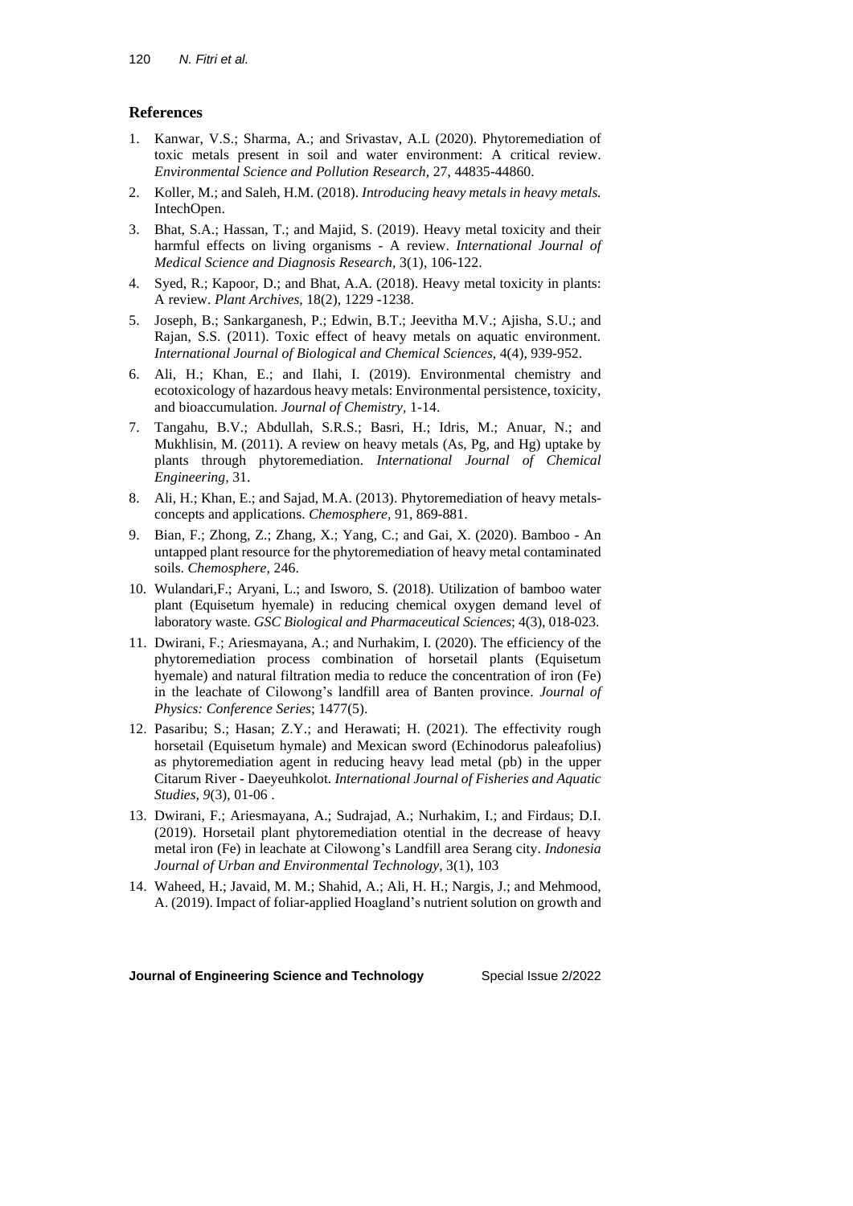## References

1. Kanwar, V.S.; Sharma, A.; and Srivastav, A.L (2020). Phytoremediation of toxic metals present in soil and water environment: A critical review. *Environmental Science and Pollution Research*, 27, 44835-44860.
2. Koller, M.; and Saleh, H.M. (2018). *Introducing heavy metals in heavy metals.* IntechOpen.
3. Bhat, S.A.; Hassan, T.; and Majid, S. (2019). Heavy metal toxicity and their harmful effects on living organisms - A review. *International Journal of Medical Science and Diagnosis Research*, 3(1), 106-122.
4. Syed, R.; Kapoor, D.; and Bhat, A.A. (2018). Heavy metal toxicity in plants: A review. *Plant Archives*, 18(2), 1229 -1238.
5. Joseph, B.; Sankarganesh, P.; Edwin, B.T.; Jeevitha M.V.; Ajisha, S.U.; and Rajan, S.S. (2011). Toxic effect of heavy metals on aquatic environment. *International Journal of Biological and Chemical Sciences*, 4(4), 939-952.
6. Ali, H.; Khan, E.; and Ilahi, I. (2019). Environmental chemistry and ecotoxicology of hazardous heavy metals: Environmental persistence, toxicity, and bioaccumulation. *Journal of Chemistry*, 1-14.
7. Tangahu, B.V.; Abdullah, S.R.S.; Basri, H.; Idris, M.; Anuar, N.; and Mukhlisin, M. (2011). A review on heavy metals (As, Pg, and Hg) uptake by plants through phytoremediation. *International Journal of Chemical Engineering*, 31.
8. Ali, H.; Khan, E.; and Sajad, M.A. (2013). Phytoremediation of heavy metals-concepts and applications. *Chemosphere*, 91, 869-881.
9. Bian, F.; Zhong, Z.; Zhang, X.; Yang, C.; and Gai, X. (2020). Bamboo - An untapped plant resource for the phytoremediation of heavy metal contaminated soils. *Chemosphere*, 246.
10. Wulandari,F.; Aryani, L.; and Isworo, S. (2018). Utilization of bamboo water plant (Equisetum hyemale) in reducing chemical oxygen demand level of laboratory waste. *GSC Biological and Pharmaceutical Sciences*; 4(3), 018-023.
11. Dwirani, F.; Ariesmayana, A.; and Nurhakim, I. (2020). The efficiency of the phytoremediation process combination of horsetail plants (Equisetum hyemale) and natural filtration media to reduce the concentration of iron (Fe) in the leachate of Cilowong's landfill area of Banten province. *Journal of Physics: Conference Series*; 1477(5).
12. Pasaribu; S.; Hasan; Z.Y.; and Herawati; H. (2021). The effectivity rough horsetail (Equisetum hymale) and Mexican sword (Echinodorus paleafolius) as phytoremediation agent in reducing heavy lead metal (pb) in the upper Citarum River - Daeyeuhkolot. *International Journal of Fisheries and Aquatic Studies*, *9*(3), 01-06 .
13. Dwirani, F.; Ariesmayana, A.; Sudrajad, A.; Nurhakim, I.; and Firdaus; D.I. (2019). Horsetail plant phytoremediation otential in the decrease of heavy metal iron (Fe) in leachate at Cilowong's Landfill area Serang city. *Indonesia Journal of Urban and Environmental Technology*, 3(1), 103
14. Waheed, H.; Javaid, M. M.; Shahid, A.; Ali, H. H.; Nargis, J.; and Mehmood, A. (2019). Impact of foliar-applied Hoagland's nutrient solution on growth and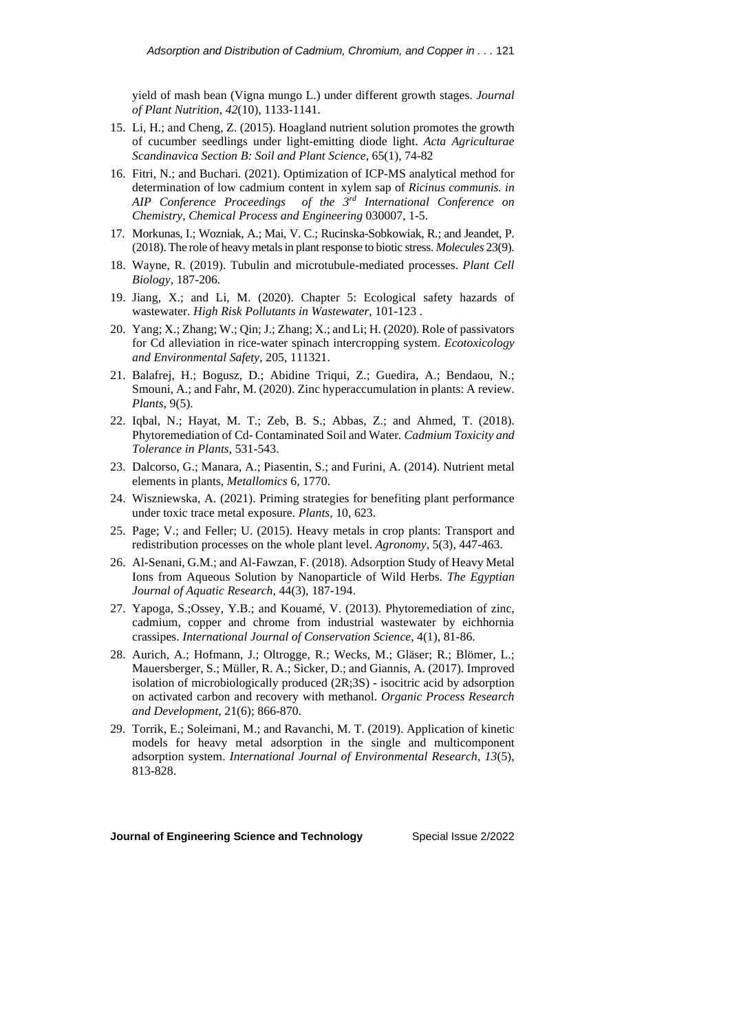yield of mash bean (Vigna mungo L.) under different growth stages. *Journal of Plant Nutrition*, *42*(10), 1133-1141.

15. Li, H.; and Cheng, Z. (2015). Hoagland nutrient solution promotes the growth of cucumber seedlings under light-emitting diode light. *Acta Agriculturae Scandinavica Section B: Soil and Plant Science*, 65(1), 74-82
16. Fitri, N.; and Buchari. (2021). Optimization of ICP-MS analytical method for determination of low cadmium content in xylem sap of *Ricinus communis. in AIP Conference Proceedings of the 3rd International Conference on Chemistry, Chemical Process and Engineering* 030007, 1-5.
17. Morkunas, I.; Wozniak, A.; Mai, V. C.; Rucinska-Sobkowiak, R.; and Jeandet, P. (2018). The role of heavy metals in plant response to biotic stress. *Molecules* 23(9).
18. Wayne, R. (2019). Tubulin and microtubule-mediated processes. *Plant Cell Biology*, 187-206.
19. Jiang, X.; and Li, M. (2020). Chapter 5: Ecological safety hazards of wastewater. *High Risk Pollutants in Wastewater*, 101-123 .
20. Yang; X.; Zhang; W.; Qin; J.; Zhang; X.; and Li; H. (2020). Role of passivators for Cd alleviation in rice-water spinach intercropping system. *Ecotoxicology and Environmental Safety*, 205, 111321.
21. Balafrej, H.; Bogusz, D.; Abidine Triqui, Z.; Guedira, A.; Bendaou, N.; Smouni, A.; and Fahr, M. (2020). Zinc hyperaccumulation in plants: A review. *Plants*, 9(5).
22. Iqbal, N.; Hayat, M. T.; Zeb, B. S.; Abbas, Z.; and Ahmed, T. (2018). Phytoremediation of Cd- Contaminated Soil and Water. *Cadmium Toxicity and Tolerance in Plants*, 531-543.
23. Dalcorso, G.; Manara, A.; Piasentin, S.; and Furini, A. (2014). Nutrient metal elements in plants, *Metallomics* 6, 1770.
24. Wiszniewska, A. (2021). Priming strategies for benefiting plant performance under toxic trace metal exposure. *Plants*, 10, 623.
25. Page; V.; and Feller; U. (2015). Heavy metals in crop plants: Transport and redistribution processes on the whole plant level. *Agronomy*, 5(3), 447-463.
26. Al-Senani, G.M.; and Al-Fawzan, F. (2018). Adsorption Study of Heavy Metal Ions from Aqueous Solution by Nanoparticle of Wild Herbs. *The Egyptian Journal of Aquatic Research,* 44(3), 187-194.
27. Yapoga, S.;Ossey, Y.B.; and Kouamé, V. (2013). Phytoremediation of zinc, cadmium, copper and chrome from industrial wastewater by eichhornia crassipes. *International Journal of Conservation Science*, 4(1), 81-86.
28. Aurich, A.; Hofmann, J.; Oltrogge, R.; Wecks, M.; Gläser; R.; Blömer, L.; Mauersberger, S.; Müller, R. A.; Sicker, D.; and Giannis, A. (2017). Improved isolation of microbiologically produced (2R;3S) - isocitric acid by adsorption on activated carbon and recovery with methanol. *Organic Process Research and Development*, 21(6); 866-870.
29. Torrik, E.; Soleimani, M.; and Ravanchi, M. T. (2019). Application of kinetic models for heavy metal adsorption in the single and multicomponent adsorption system. *International Journal of Environmental Research*, *13*(5), 813-828.